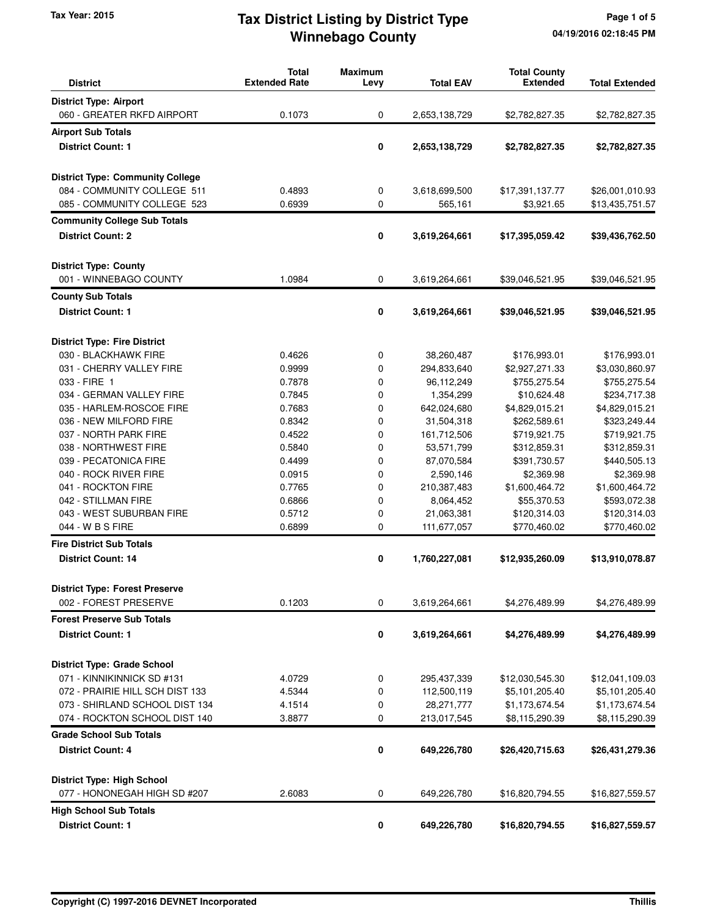# Tax District Listing by District Type
# Winnebago County

Tax Year: 2015

04/19/2016 02:18:45 PM

| District | Total Extended Rate | Maximum Levy | Total EAV | Total County Extended | Total Extended |
|---|---|---|---|---|---|
| **District Type: Airport** | | | | | |
| 060 - GREATER RKFD AIRPORT | 0.1073 | 0 | 2,653,138,729 | $2,782,827.35 | $2,782,827.35 |
| **Airport Sub Totals** | | | | | |
| **District Count: 1** | | **0** | **2,653,138,729** | **$2,782,827.35** | **$2,782,827.35** |
| **District Type: Community College** | | | | | |
| 084 - COMMUNITY COLLEGE 511 | 0.4893 | 0 | 3,618,699,500 | $17,391,137.77 | $26,001,010.93 |
| 085 - COMMUNITY COLLEGE 523 | 0.6939 | 0 | 565,161 | $3,921.65 | $13,435,751.57 |
| **Community College Sub Totals** | | | | | |
| **District Count: 2** | | **0** | **3,619,264,661** | **$17,395,059.42** | **$39,436,762.50** |
| **District Type: County** | | | | | |
| 001 - WINNEBAGO COUNTY | 1.0984 | 0 | 3,619,264,661 | $39,046,521.95 | $39,046,521.95 |
| **County Sub Totals** | | | | | |
| **District Count: 1** | | **0** | **3,619,264,661** | **$39,046,521.95** | **$39,046,521.95** |
| **District Type: Fire District** | | | | | |
| 030 - BLACKHAWK FIRE | 0.4626 | 0 | 38,260,487 | $176,993.01 | $176,993.01 |
| 031 - CHERRY VALLEY FIRE | 0.9999 | 0 | 294,833,640 | $2,927,271.33 | $3,030,860.97 |
| 033 - FIRE 1 | 0.7878 | 0 | 96,112,249 | $755,275.54 | $755,275.54 |
| 034 - GERMAN VALLEY FIRE | 0.7845 | 0 | 1,354,299 | $10,624.48 | $234,717.38 |
| 035 - HARLEM-ROSCOE FIRE | 0.7683 | 0 | 642,024,680 | $4,829,015.21 | $4,829,015.21 |
| 036 - NEW MILFORD FIRE | 0.8342 | 0 | 31,504,318 | $262,589.61 | $323,249.44 |
| 037 - NORTH PARK FIRE | 0.4522 | 0 | 161,712,506 | $719,921.75 | $719,921.75 |
| 038 - NORTHWEST FIRE | 0.5840 | 0 | 53,571,799 | $312,859.31 | $312,859.31 |
| 039 - PECATONICA FIRE | 0.4499 | 0 | 87,070,584 | $391,730.57 | $440,505.13 |
| 040 - ROCK RIVER FIRE | 0.0915 | 0 | 2,590,146 | $2,369.98 | $2,369.98 |
| 041 - ROCKTON FIRE | 0.7765 | 0 | 210,387,483 | $1,600,464.72 | $1,600,464.72 |
| 042 - STILLMAN FIRE | 0.6866 | 0 | 8,064,452 | $55,370.53 | $593,072.38 |
| 043 - WEST SUBURBAN FIRE | 0.5712 | 0 | 21,063,381 | $120,314.03 | $120,314.03 |
| 044 - W B S FIRE | 0.6899 | 0 | 111,677,057 | $770,460.02 | $770,460.02 |
| **Fire District Sub Totals** | | | | | |
| **District Count: 14** | | **0** | **1,760,227,081** | **$12,935,260.09** | **$13,910,078.87** |
| **District Type: Forest Preserve** | | | | | |
| 002 - FOREST PRESERVE | 0.1203 | 0 | 3,619,264,661 | $4,276,489.99 | $4,276,489.99 |
| **Forest Preserve Sub Totals** | | | | | |
| **District Count: 1** | | **0** | **3,619,264,661** | **$4,276,489.99** | **$4,276,489.99** |
| **District Type: Grade School** | | | | | |
| 071 - KINNIKINNICK SD #131 | 4.0729 | 0 | 295,437,339 | $12,030,545.30 | $12,041,109.03 |
| 072 - PRAIRIE HILL SCH DIST 133 | 4.5344 | 0 | 112,500,119 | $5,101,205.40 | $5,101,205.40 |
| 073 - SHIRLAND SCHOOL DIST 134 | 4.1514 | 0 | 28,271,777 | $1,173,674.54 | $1,173,674.54 |
| 074 - ROCKTON SCHOOL DIST 140 | 3.8877 | 0 | 213,017,545 | $8,115,290.39 | $8,115,290.39 |
| **Grade School Sub Totals** | | | | | |
| **District Count: 4** | | **0** | **649,226,780** | **$26,420,715.63** | **$26,431,279.36** |
| **District Type: High School** | | | | | |
| 077 - HONONEGAH HIGH SD #207 | 2.6083 | 0 | 649,226,780 | $16,820,794.55 | $16,827,559.57 |
| **High School Sub Totals** | | | | | |
| **District Count: 1** | | **0** | **649,226,780** | **$16,820,794.55** | **$16,827,559.57** |

Copyright (C) 1997-2016 DEVNET Incorporated — Thillis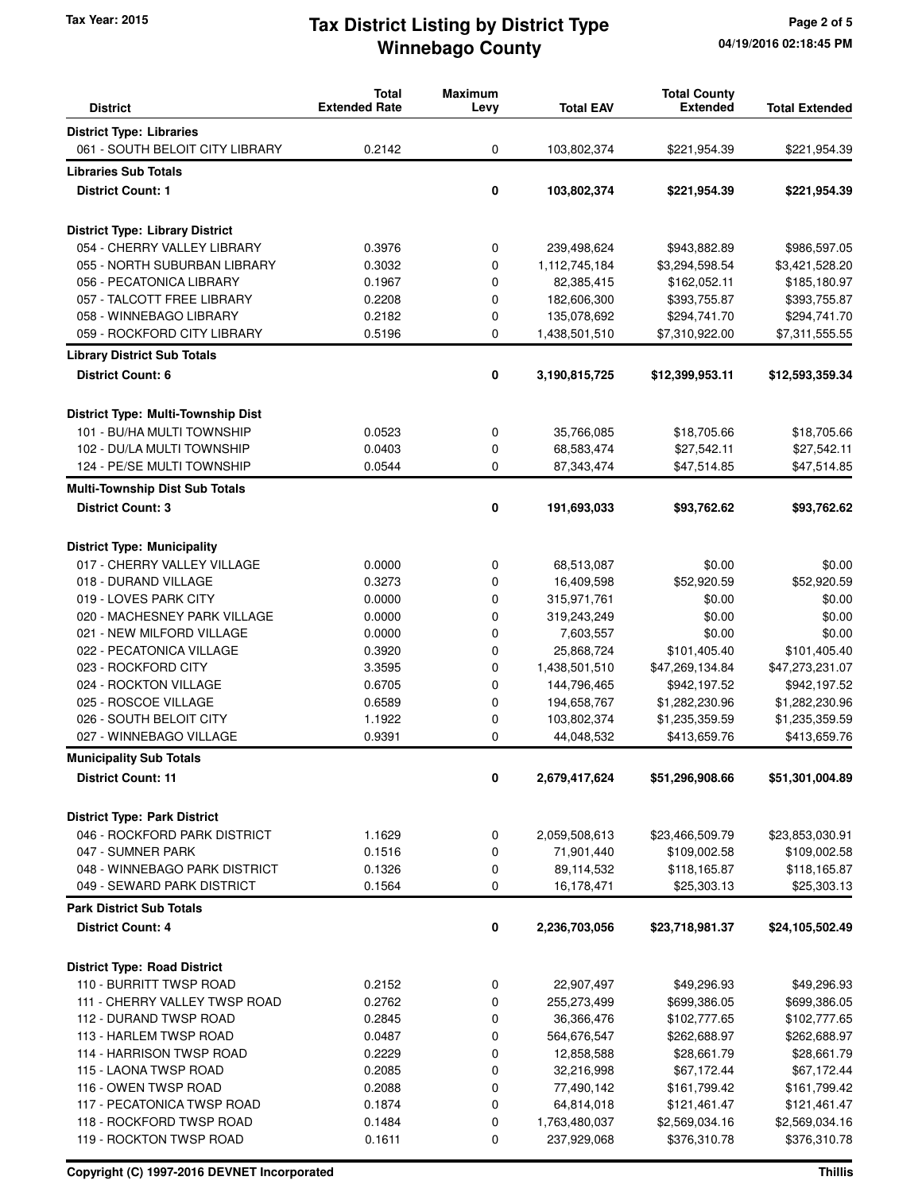# Tax District Listing by District Type
## Winnebago County

Tax Year: 2015

| District | Total Extended Rate | Maximum Levy | Total EAV | Total County Extended | Total Extended |
|---|---|---|---|---|---|
| **District Type: Libraries** | | | | | |
| 061 - SOUTH BELOIT CITY LIBRARY | 0.2142 | 0 | 103,802,374 | $221,954.39 | $221,954.39 |
| **Libraries Sub Totals** | | | | | |
| **District Count: 1** | | **0** | **103,802,374** | **$221,954.39** | **$221,954.39** |
| **District Type: Library District** | | | | | |
| 054 - CHERRY VALLEY LIBRARY | 0.3976 | 0 | 239,498,624 | $943,882.89 | $986,597.05 |
| 055 - NORTH SUBURBAN LIBRARY | 0.3032 | 0 | 1,112,745,184 | $3,294,598.54 | $3,421,528.20 |
| 056 - PECATONICA LIBRARY | 0.1967 | 0 | 82,385,415 | $162,052.11 | $185,180.97 |
| 057 - TALCOTT FREE LIBRARY | 0.2208 | 0 | 182,606,300 | $393,755.87 | $393,755.87 |
| 058 - WINNEBAGO LIBRARY | 0.2182 | 0 | 135,078,692 | $294,741.70 | $294,741.70 |
| 059 - ROCKFORD CITY LIBRARY | 0.5196 | 0 | 1,438,501,510 | $7,310,922.00 | $7,311,555.55 |
| **Library District Sub Totals** | | | | | |
| **District Count: 6** | | **0** | **3,190,815,725** | **$12,399,953.11** | **$12,593,359.34** |
| **District Type: Multi-Township Dist** | | | | | |
| 101 - BU/HA MULTI TOWNSHIP | 0.0523 | 0 | 35,766,085 | $18,705.66 | $18,705.66 |
| 102 - DU/LA MULTI TOWNSHIP | 0.0403 | 0 | 68,583,474 | $27,542.11 | $27,542.11 |
| 124 - PE/SE MULTI TOWNSHIP | 0.0544 | 0 | 87,343,474 | $47,514.85 | $47,514.85 |
| **Multi-Township Dist Sub Totals** | | | | | |
| **District Count: 3** | | **0** | **191,693,033** | **$93,762.62** | **$93,762.62** |
| **District Type: Municipality** | | | | | |
| 017 - CHERRY VALLEY VILLAGE | 0.0000 | 0 | 68,513,087 | $0.00 | $0.00 |
| 018 - DURAND VILLAGE | 0.3273 | 0 | 16,409,598 | $52,920.59 | $52,920.59 |
| 019 - LOVES PARK CITY | 0.0000 | 0 | 315,971,761 | $0.00 | $0.00 |
| 020 - MACHESNEY PARK VILLAGE | 0.0000 | 0 | 319,243,249 | $0.00 | $0.00 |
| 021 - NEW MILFORD VILLAGE | 0.0000 | 0 | 7,603,557 | $0.00 | $0.00 |
| 022 - PECATONICA VILLAGE | 0.3920 | 0 | 25,868,724 | $101,405.40 | $101,405.40 |
| 023 - ROCKFORD CITY | 3.3595 | 0 | 1,438,501,510 | $47,269,134.84 | $47,273,231.07 |
| 024 - ROCKTON VILLAGE | 0.6705 | 0 | 144,796,465 | $942,197.52 | $942,197.52 |
| 025 - ROSCOE VILLAGE | 0.6589 | 0 | 194,658,767 | $1,282,230.96 | $1,282,230.96 |
| 026 - SOUTH BELOIT CITY | 1.1922 | 0 | 103,802,374 | $1,235,359.59 | $1,235,359.59 |
| 027 - WINNEBAGO VILLAGE | 0.9391 | 0 | 44,048,532 | $413,659.76 | $413,659.76 |
| **Municipality Sub Totals** | | | | | |
| **District Count: 11** | | **0** | **2,679,417,624** | **$51,296,908.66** | **$51,301,004.89** |
| **District Type: Park District** | | | | | |
| 046 - ROCKFORD PARK DISTRICT | 1.1629 | 0 | 2,059,508,613 | $23,466,509.79 | $23,853,030.91 |
| 047 - SUMNER PARK | 0.1516 | 0 | 71,901,440 | $109,002.58 | $109,002.58 |
| 048 - WINNEBAGO PARK DISTRICT | 0.1326 | 0 | 89,114,532 | $118,165.87 | $118,165.87 |
| 049 - SEWARD PARK DISTRICT | 0.1564 | 0 | 16,178,471 | $25,303.13 | $25,303.13 |
| **Park District Sub Totals** | | | | | |
| **District Count: 4** | | **0** | **2,236,703,056** | **$23,718,981.37** | **$24,105,502.49** |
| **District Type: Road District** | | | | | |
| 110 - BURRITT TWSP ROAD | 0.2152 | 0 | 22,907,497 | $49,296.93 | $49,296.93 |
| 111 - CHERRY VALLEY TWSP ROAD | 0.2762 | 0 | 255,273,499 | $699,386.05 | $699,386.05 |
| 112 - DURAND TWSP ROAD | 0.2845 | 0 | 36,366,476 | $102,777.65 | $102,777.65 |
| 113 - HARLEM TWSP ROAD | 0.0487 | 0 | 564,676,547 | $262,688.97 | $262,688.97 |
| 114 - HARRISON TWSP ROAD | 0.2229 | 0 | 12,858,588 | $28,661.79 | $28,661.79 |
| 115 - LAONA TWSP ROAD | 0.2085 | 0 | 32,216,998 | $67,172.44 | $67,172.44 |
| 116 - OWEN TWSP ROAD | 0.2088 | 0 | 77,490,142 | $161,799.42 | $161,799.42 |
| 117 - PECATONICA TWSP ROAD | 0.1874 | 0 | 64,814,018 | $121,461.47 | $121,461.47 |
| 118 - ROCKFORD TWSP ROAD | 0.1484 | 0 | 1,763,480,037 | $2,569,034.16 | $2,569,034.16 |
| 119 - ROCKTON TWSP ROAD | 0.1611 | 0 | 237,929,068 | $376,310.78 | $376,310.78 |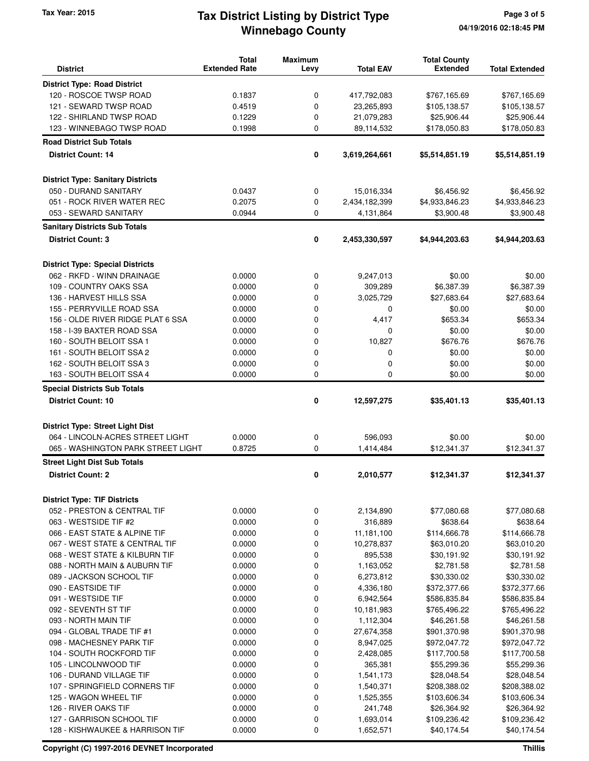| District | Total Extended Rate | Maximum Levy | Total EAV | Total County Extended | Total Extended |
|---|---|---|---|---|---|
| **District Type: Road District** | | | | | |
| 120 - ROSCOE TWSP ROAD | 0.1837 | 0 | 417,792,083 | $767,165.69 | $767,165.69 |
| 121 - SEWARD TWSP ROAD | 0.4519 | 0 | 23,265,893 | $105,138.57 | $105,138.57 |
| 122 - SHIRLAND TWSP ROAD | 0.1229 | 0 | 21,079,283 | $25,906.44 | $25,906.44 |
| 123 - WINNEBAGO TWSP ROAD | 0.1998 | 0 | 89,114,532 | $178,050.83 | $178,050.83 |
| **Road District Sub Totals** | | | | | |
| **District Count: 14** | | **0** | **3,619,264,661** | **$5,514,851.19** | **$5,514,851.19** |
| **District Type: Sanitary Districts** | | | | | |
| 050 - DURAND SANITARY | 0.0437 | 0 | 15,016,334 | $6,456.92 | $6,456.92 |
| 051 - ROCK RIVER WATER REC | 0.2075 | 0 | 2,434,182,399 | $4,933,846.23 | $4,933,846.23 |
| 053 - SEWARD SANITARY | 0.0944 | 0 | 4,131,864 | $3,900.48 | $3,900.48 |
| **Sanitary Districts Sub Totals** | | | | | |
| **District Count: 3** | | **0** | **2,453,330,597** | **$4,944,203.63** | **$4,944,203.63** |
| **District Type: Special Districts** | | | | | |
| 062 - RKFD - WINN DRAINAGE | 0.0000 | 0 | 9,247,013 | $0.00 | $0.00 |
| 109 - COUNTRY OAKS SSA | 0.0000 | 0 | 309,289 | $6,387.39 | $6,387.39 |
| 136 - HARVEST HILLS SSA | 0.0000 | 0 | 3,025,729 | $27,683.64 | $27,683.64 |
| 155 - PERRYVILLE ROAD SSA | 0.0000 | 0 | 0 | $0.00 | $0.00 |
| 156 - OLDE RIVER RIDGE PLAT 6 SSA | 0.0000 | 0 | 4,417 | $653.34 | $653.34 |
| 158 - I-39 BAXTER ROAD SSA | 0.0000 | 0 | 0 | $0.00 | $0.00 |
| 160 - SOUTH BELOIT SSA 1 | 0.0000 | 0 | 10,827 | $676.76 | $676.76 |
| 161 - SOUTH BELOIT SSA 2 | 0.0000 | 0 | 0 | $0.00 | $0.00 |
| 162 - SOUTH BELOIT SSA 3 | 0.0000 | 0 | 0 | $0.00 | $0.00 |
| 163 - SOUTH BELOIT SSA 4 | 0.0000 | 0 | 0 | $0.00 | $0.00 |
| **Special Districts Sub Totals** | | | | | |
| **District Count: 10** | | **0** | **12,597,275** | **$35,401.13** | **$35,401.13** |
| **District Type: Street Light Dist** | | | | | |
| 064 - LINCOLN-ACRES STREET LIGHT | 0.0000 | 0 | 596,093 | $0.00 | $0.00 |
| 065 - WASHINGTON PARK STREET LIGHT | 0.8725 | 0 | 1,414,484 | $12,341.37 | $12,341.37 |
| **Street Light Dist Sub Totals** | | | | | |
| **District Count: 2** | | **0** | **2,010,577** | **$12,341.37** | **$12,341.37** |
| **District Type: TIF Districts** | | | | | |
| 052 - PRESTON & CENTRAL TIF | 0.0000 | 0 | 2,134,890 | $77,080.68 | $77,080.68 |
| 063 - WESTSIDE TIF #2 | 0.0000 | 0 | 316,889 | $638.64 | $638.64 |
| 066 - EAST STATE & ALPINE TIF | 0.0000 | 0 | 11,181,100 | $114,666.78 | $114,666.78 |
| 067 - WEST STATE & CENTRAL TIF | 0.0000 | 0 | 10,278,837 | $63,010.20 | $63,010.20 |
| 068 - WEST STATE & KILBURN TIF | 0.0000 | 0 | 895,538 | $30,191.92 | $30,191.92 |
| 088 - NORTH MAIN & AUBURN TIF | 0.0000 | 0 | 1,163,052 | $2,781.58 | $2,781.58 |
| 089 - JACKSON SCHOOL TIF | 0.0000 | 0 | 6,273,812 | $30,330.02 | $30,330.02 |
| 090 - EASTSIDE TIF | 0.0000 | 0 | 4,336,180 | $372,377.66 | $372,377.66 |
| 091 - WESTSIDE TIF | 0.0000 | 0 | 6,942,564 | $586,835.84 | $586,835.84 |
| 092 - SEVENTH ST TIF | 0.0000 | 0 | 10,181,983 | $765,496.22 | $765,496.22 |
| 093 - NORTH MAIN TIF | 0.0000 | 0 | 1,112,304 | $46,261.58 | $46,261.58 |
| 094 - GLOBAL TRADE TIF #1 | 0.0000 | 0 | 27,674,358 | $901,370.98 | $901,370.98 |
| 098 - MACHESNEY PARK TIF | 0.0000 | 0 | 8,947,025 | $972,047.72 | $972,047.72 |
| 104 - SOUTH ROCKFORD TIF | 0.0000 | 0 | 2,428,085 | $117,700.58 | $117,700.58 |
| 105 - LINCOLNWOOD TIF | 0.0000 | 0 | 365,381 | $55,299.36 | $55,299.36 |
| 106 - DURAND VILLAGE TIF | 0.0000 | 0 | 1,541,173 | $28,048.54 | $28,048.54 |
| 107 - SPRINGFIELD CORNERS TIF | 0.0000 | 0 | 1,540,371 | $208,388.02 | $208,388.02 |
| 125 - WAGON WHEEL TIF | 0.0000 | 0 | 1,525,355 | $103,606.34 | $103,606.34 |
| 126 - RIVER OAKS TIF | 0.0000 | 0 | 241,748 | $26,364.92 | $26,364.92 |
| 127 - GARRISON SCHOOL TIF | 0.0000 | 0 | 1,693,014 | $109,236.42 | $109,236.42 |
| 128 - KISHWAUKEE & HARRISON TIF | 0.0000 | 0 | 1,652,571 | $40,174.54 | $40,174.54 |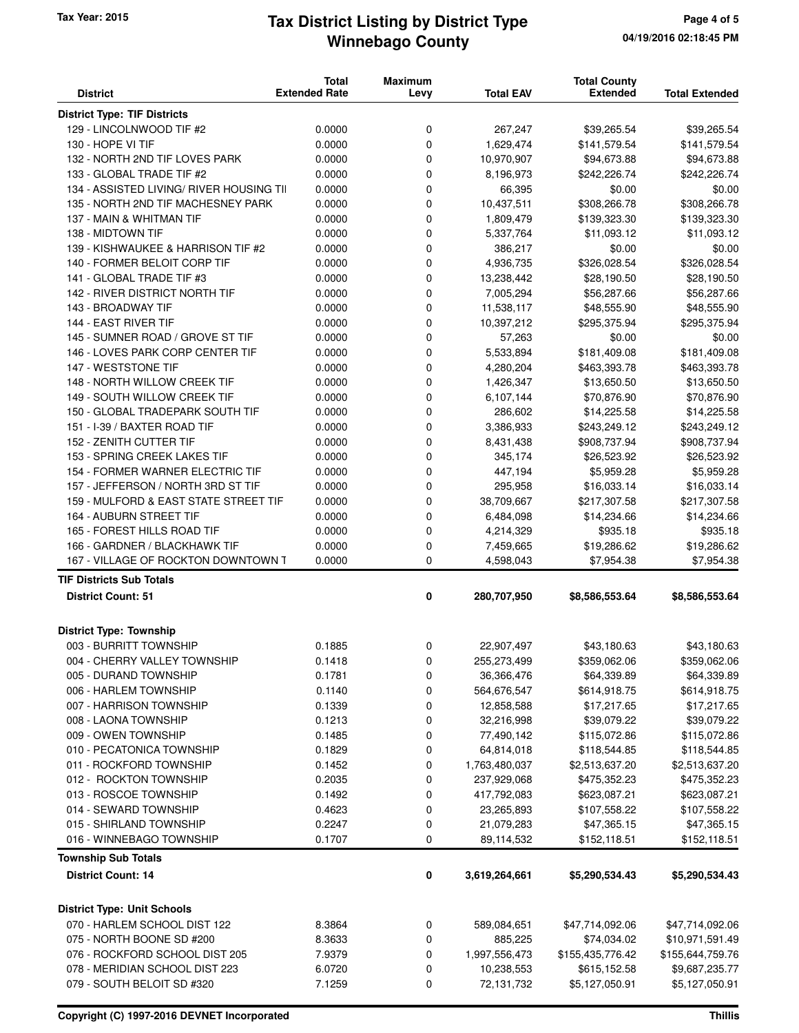# Tax District Listing by District Type
## Winnebago County

Tax Year: 2015

| District | Total Extended Rate | Maximum Levy | Total EAV | Total County Extended | Total Extended |
|---|---|---|---|---|---|
| **District Type: TIF Districts** | | | | | |
| 129 - LINCOLNWOOD TIF #2 | 0.0000 | 0 | 267,247 | $39,265.54 | $39,265.54 |
| 130 - HOPE VI TIF | 0.0000 | 0 | 1,629,474 | $141,579.54 | $141,579.54 |
| 132 - NORTH 2ND TIF LOVES PARK | 0.0000 | 0 | 10,970,907 | $94,673.88 | $94,673.88 |
| 133 - GLOBAL TRADE TIF #2 | 0.0000 | 0 | 8,196,973 | $242,226.74 | $242,226.74 |
| 134 - ASSISTED LIVING/ RIVER HOUSING TII | 0.0000 | 0 | 66,395 | $0.00 | $0.00 |
| 135 - NORTH 2ND TIF MACHESNEY PARK | 0.0000 | 0 | 10,437,511 | $308,266.78 | $308,266.78 |
| 137 - MAIN & WHITMAN TIF | 0.0000 | 0 | 1,809,479 | $139,323.30 | $139,323.30 |
| 138 - MIDTOWN TIF | 0.0000 | 0 | 5,337,764 | $11,093.12 | $11,093.12 |
| 139 - KISHWAUKEE & HARRISON TIF #2 | 0.0000 | 0 | 386,217 | $0.00 | $0.00 |
| 140 - FORMER BELOIT CORP TIF | 0.0000 | 0 | 4,936,735 | $326,028.54 | $326,028.54 |
| 141 - GLOBAL TRADE TIF #3 | 0.0000 | 0 | 13,238,442 | $28,190.50 | $28,190.50 |
| 142 - RIVER DISTRICT NORTH TIF | 0.0000 | 0 | 7,005,294 | $56,287.66 | $56,287.66 |
| 143 - BROADWAY TIF | 0.0000 | 0 | 11,538,117 | $48,555.90 | $48,555.90 |
| 144 - EAST RIVER TIF | 0.0000 | 0 | 10,397,212 | $295,375.94 | $295,375.94 |
| 145 - SUMNER ROAD / GROVE ST TIF | 0.0000 | 0 | 57,263 | $0.00 | $0.00 |
| 146 - LOVES PARK CORP CENTER TIF | 0.0000 | 0 | 5,533,894 | $181,409.08 | $181,409.08 |
| 147 - WESTSTONE TIF | 0.0000 | 0 | 4,280,204 | $463,393.78 | $463,393.78 |
| 148 - NORTH WILLOW CREEK TIF | 0.0000 | 0 | 1,426,347 | $13,650.50 | $13,650.50 |
| 149 - SOUTH WILLOW CREEK TIF | 0.0000 | 0 | 6,107,144 | $70,876.90 | $70,876.90 |
| 150 - GLOBAL TRADEPARK SOUTH TIF | 0.0000 | 0 | 286,602 | $14,225.58 | $14,225.58 |
| 151 - I-39 / BAXTER ROAD TIF | 0.0000 | 0 | 3,386,933 | $243,249.12 | $243,249.12 |
| 152 - ZENITH CUTTER TIF | 0.0000 | 0 | 8,431,438 | $908,737.94 | $908,737.94 |
| 153 - SPRING CREEK LAKES TIF | 0.0000 | 0 | 345,174 | $26,523.92 | $26,523.92 |
| 154 - FORMER WARNER ELECTRIC TIF | 0.0000 | 0 | 447,194 | $5,959.28 | $5,959.28 |
| 157 - JEFFERSON / NORTH 3RD ST TIF | 0.0000 | 0 | 295,958 | $16,033.14 | $16,033.14 |
| 159 - MULFORD & EAST STATE STREET TIF | 0.0000 | 0 | 38,709,667 | $217,307.58 | $217,307.58 |
| 164 - AUBURN STREET TIF | 0.0000 | 0 | 6,484,098 | $14,234.66 | $14,234.66 |
| 165 - FOREST HILLS ROAD TIF | 0.0000 | 0 | 4,214,329 | $935.18 | $935.18 |
| 166 - GARDNER / BLACKHAWK TIF | 0.0000 | 0 | 7,459,665 | $19,286.62 | $19,286.62 |
| 167 - VILLAGE OF ROCKTON DOWNTOWN T | 0.0000 | 0 | 4,598,043 | $7,954.38 | $7,954.38 |
| **TIF Districts Sub Totals** | | | | | |
| **District Count: 51** | | **0** | **280,707,950** | **$8,586,553.64** | **$8,586,553.64** |
| **District Type: Township** | | | | | |
| 003 - BURRITT TOWNSHIP | 0.1885 | 0 | 22,907,497 | $43,180.63 | $43,180.63 |
| 004 - CHERRY VALLEY TOWNSHIP | 0.1418 | 0 | 255,273,499 | $359,062.06 | $359,062.06 |
| 005 - DURAND TOWNSHIP | 0.1781 | 0 | 36,366,476 | $64,339.89 | $64,339.89 |
| 006 - HARLEM TOWNSHIP | 0.1140 | 0 | 564,676,547 | $614,918.75 | $614,918.75 |
| 007 - HARRISON TOWNSHIP | 0.1339 | 0 | 12,858,588 | $17,217.65 | $17,217.65 |
| 008 - LAONA TOWNSHIP | 0.1213 | 0 | 32,216,998 | $39,079.22 | $39,079.22 |
| 009 - OWEN TOWNSHIP | 0.1485 | 0 | 77,490,142 | $115,072.86 | $115,072.86 |
| 010 - PECATONICA TOWNSHIP | 0.1829 | 0 | 64,814,018 | $118,544.85 | $118,544.85 |
| 011 - ROCKFORD TOWNSHIP | 0.1452 | 0 | 1,763,480,037 | $2,513,637.20 | $2,513,637.20 |
| 012 - ROCKTON TOWNSHIP | 0.2035 | 0 | 237,929,068 | $475,352.23 | $475,352.23 |
| 013 - ROSCOE TOWNSHIP | 0.1492 | 0 | 417,792,083 | $623,087.21 | $623,087.21 |
| 014 - SEWARD TOWNSHIP | 0.4623 | 0 | 23,265,893 | $107,558.22 | $107,558.22 |
| 015 - SHIRLAND TOWNSHIP | 0.2247 | 0 | 21,079,283 | $47,365.15 | $47,365.15 |
| 016 - WINNEBAGO TOWNSHIP | 0.1707 | 0 | 89,114,532 | $152,118.51 | $152,118.51 |
| **Township Sub Totals** | | | | | |
| **District Count: 14** | | **0** | **3,619,264,661** | **$5,290,534.43** | **$5,290,534.43** |
| **District Type: Unit Schools** | | | | | |
| 070 - HARLEM SCHOOL DIST 122 | 8.3864 | 0 | 589,084,651 | $47,714,092.06 | $47,714,092.06 |
| 075 - NORTH BOONE SD #200 | 8.3633 | 0 | 885,225 | $74,034.02 | $10,971,591.49 |
| 076 - ROCKFORD SCHOOL DIST 205 | 7.9379 | 0 | 1,997,556,473 | $155,435,776.42 | $155,644,759.76 |
| 078 - MERIDIAN SCHOOL DIST 223 | 6.0720 | 0 | 10,238,553 | $615,152.58 | $9,687,235.77 |
| 079 - SOUTH BELOIT SD #320 | 7.1259 | 0 | 72,131,732 | $5,127,050.91 | $5,127,050.91 |

Copyright (C) 1997-2016 DEVNET Incorporated — Thillis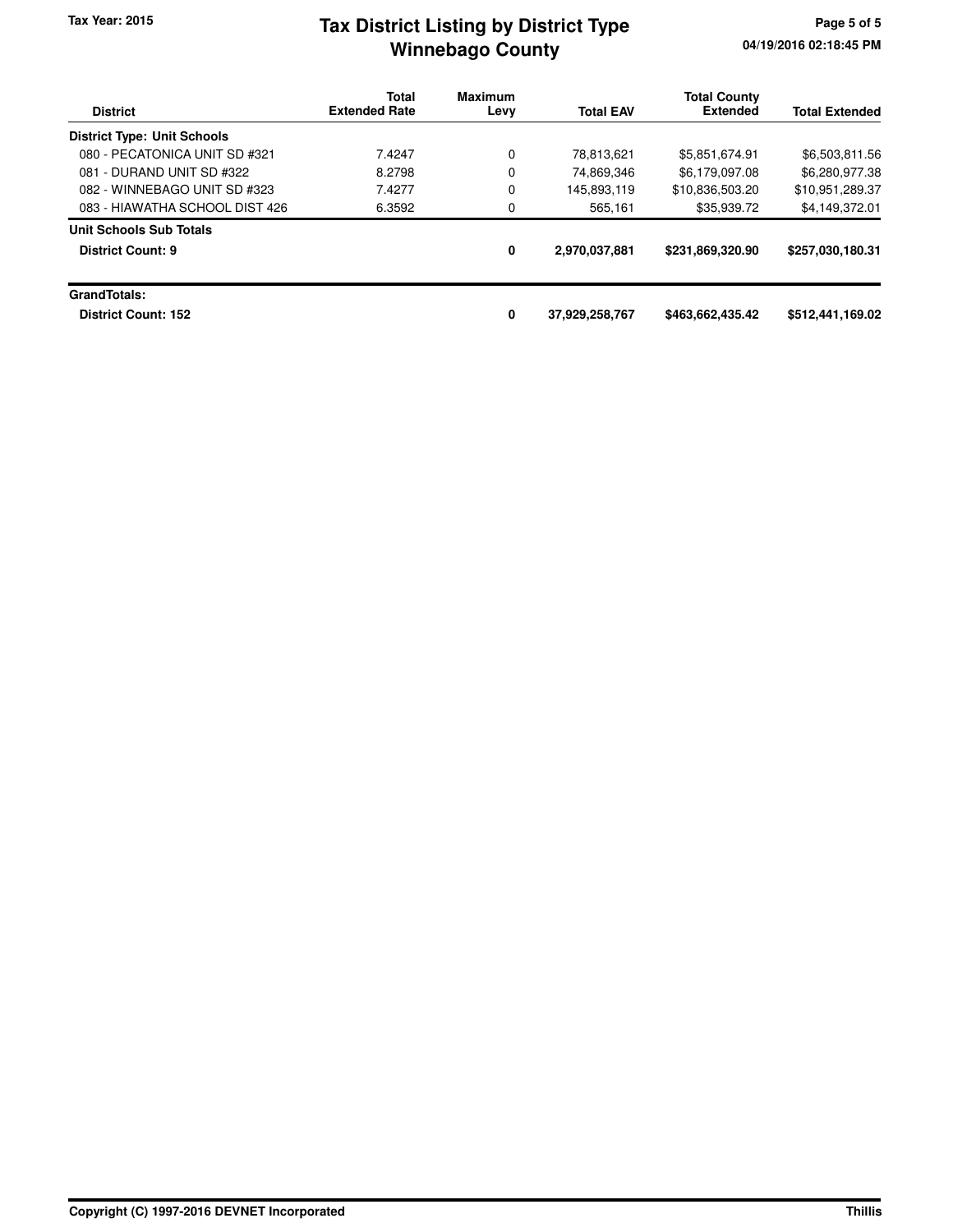| District | Total Extended Rate | Maximum Levy | Total EAV | Total County Extended | Total Extended |
|---|---|---|---|---|---|
| **District Type: Unit Schools** | | | | | |
| 080 - PECATONICA UNIT SD #321 | 7.4247 | 0 | 78,813,621 | $5,851,674.91 | $6,503,811.56 |
| 081 - DURAND UNIT SD #322 | 8.2798 | 0 | 74,869,346 | $6,179,097.08 | $6,280,977.38 |
| 082 - WINNEBAGO UNIT SD #323 | 7.4277 | 0 | 145,893,119 | $10,836,503.20 | $10,951,289.37 |
| 083 - HIAWATHA SCHOOL DIST 426 | 6.3592 | 0 | 565,161 | $35,939.72 | $4,149,372.01 |
| **Unit Schools Sub Totals** | | | | | |
| **District Count: 9** | | **0** | **2,970,037,881** | **$231,869,320.90** | **$257,030,180.31** |
| **GrandTotals:** | | | | | |
| **District Count: 152** | | **0** | **37,929,258,767** | **$463,662,435.42** | **$512,441,169.02** |